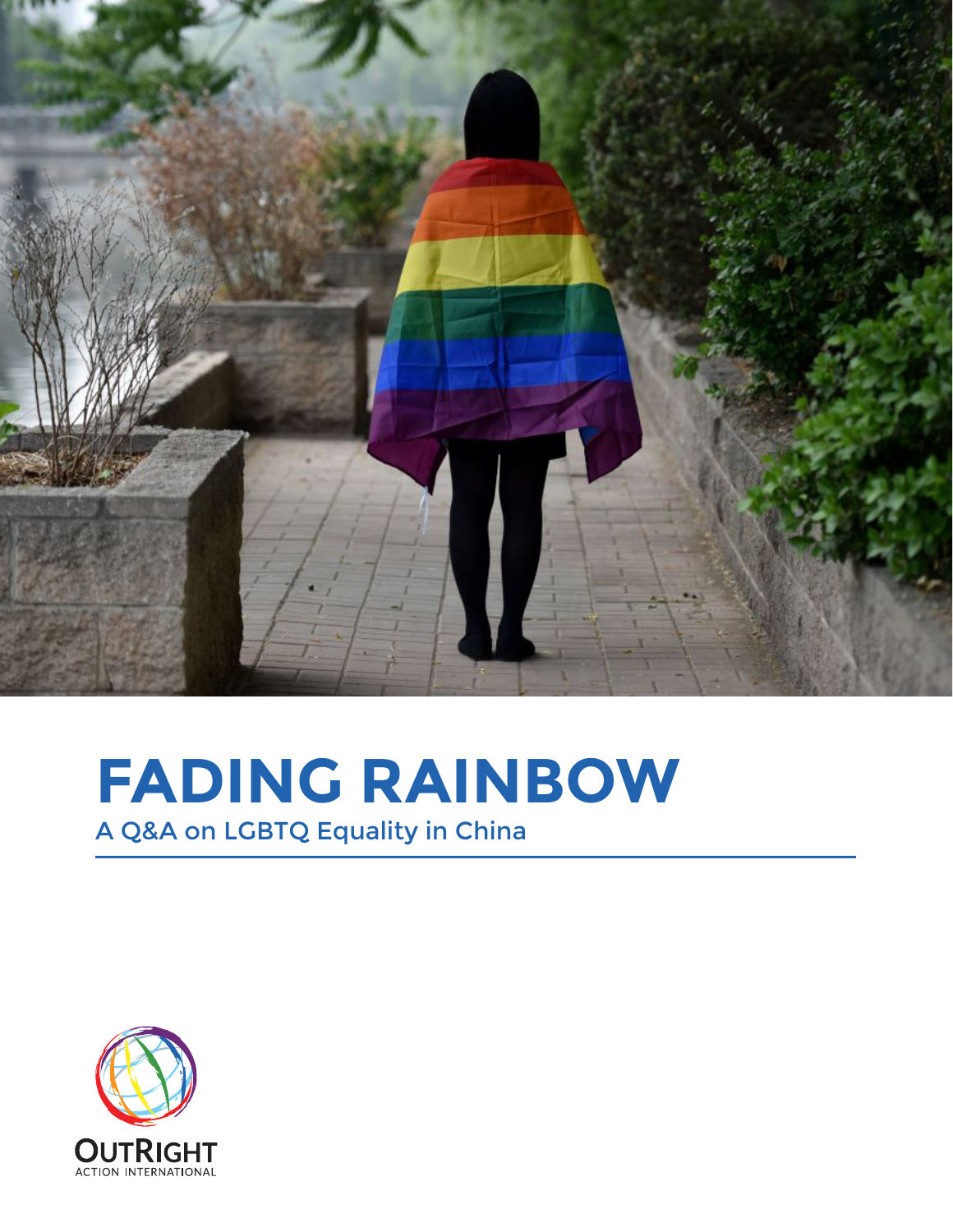# FADING RAINBOW

A Q&A on LGBTQ Equality in China

OUTRIGHT
ACTION INTERNATIONAL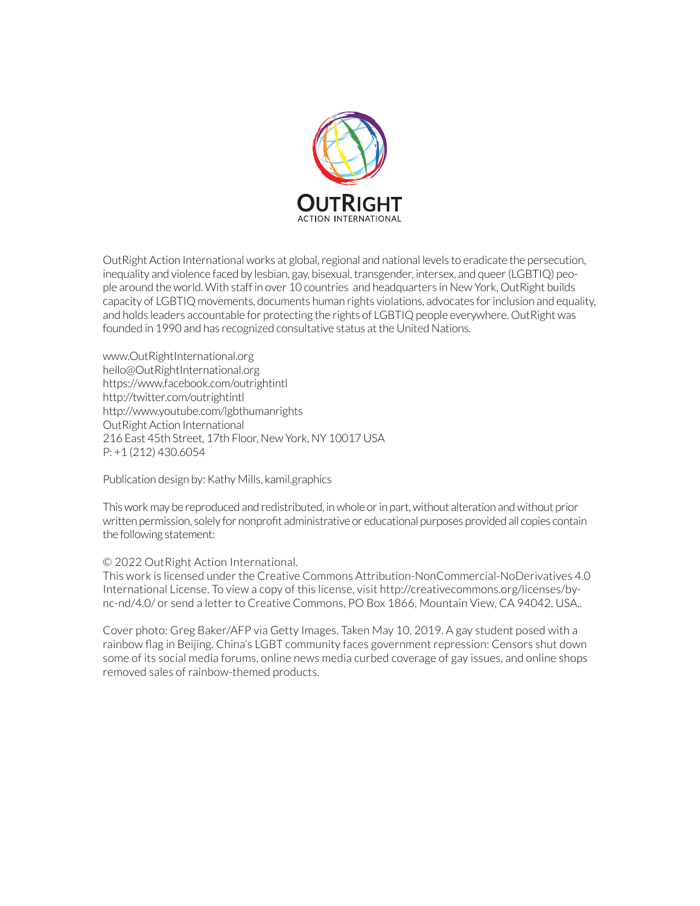OutRight Action International works at global, regional and national levels to eradicate the persecution, inequality and violence faced by lesbian, gay, bisexual, transgender, intersex, and queer (LGBTIQ) people around the world. With staff in over 10 countries and headquarters in New York, OutRight builds capacity of LGBTIQ movements, documents human rights violations, advocates for inclusion and equality, and holds leaders accountable for protecting the rights of LGBTIQ people everywhere. OutRight was founded in 1990 and has recognized consultative status at the United Nations.

www.OutRightInternational.org
hello@OutRightInternational.org
https://www.facebook.com/outrightintl
http://twitter.com/outrightintl
http://www.youtube.com/lgbthumanrights
OutRight Action International
216 East 45th Street, 17th Floor, New York, NY 10017 USA
P: +1 (212) 430.6054

Publication design by: Kathy Mills, kamil.graphics

This work may be reproduced and redistributed, in whole or in part, without alteration and without prior written permission, solely for nonprofit administrative or educational purposes provided all copies contain the following statement:

© 2022 OutRight Action International.
This work is licensed under the Creative Commons Attribution-NonCommercial-NoDerivatives 4.0 International License. To view a copy of this license, visit http://creativecommons.org/licenses/by-nc-nd/4.0/ or send a letter to Creative Commons, PO Box 1866, Mountain View, CA 94042, USA..

Cover photo: Greg Baker/AFP via Getty Images. Taken May 10, 2019. A gay student posed with a rainbow flag in Beijing. China's LGBT community faces government repression: Censors shut down some of its social media forums, online news media curbed coverage of gay issues, and online shops removed sales of rainbow-themed products.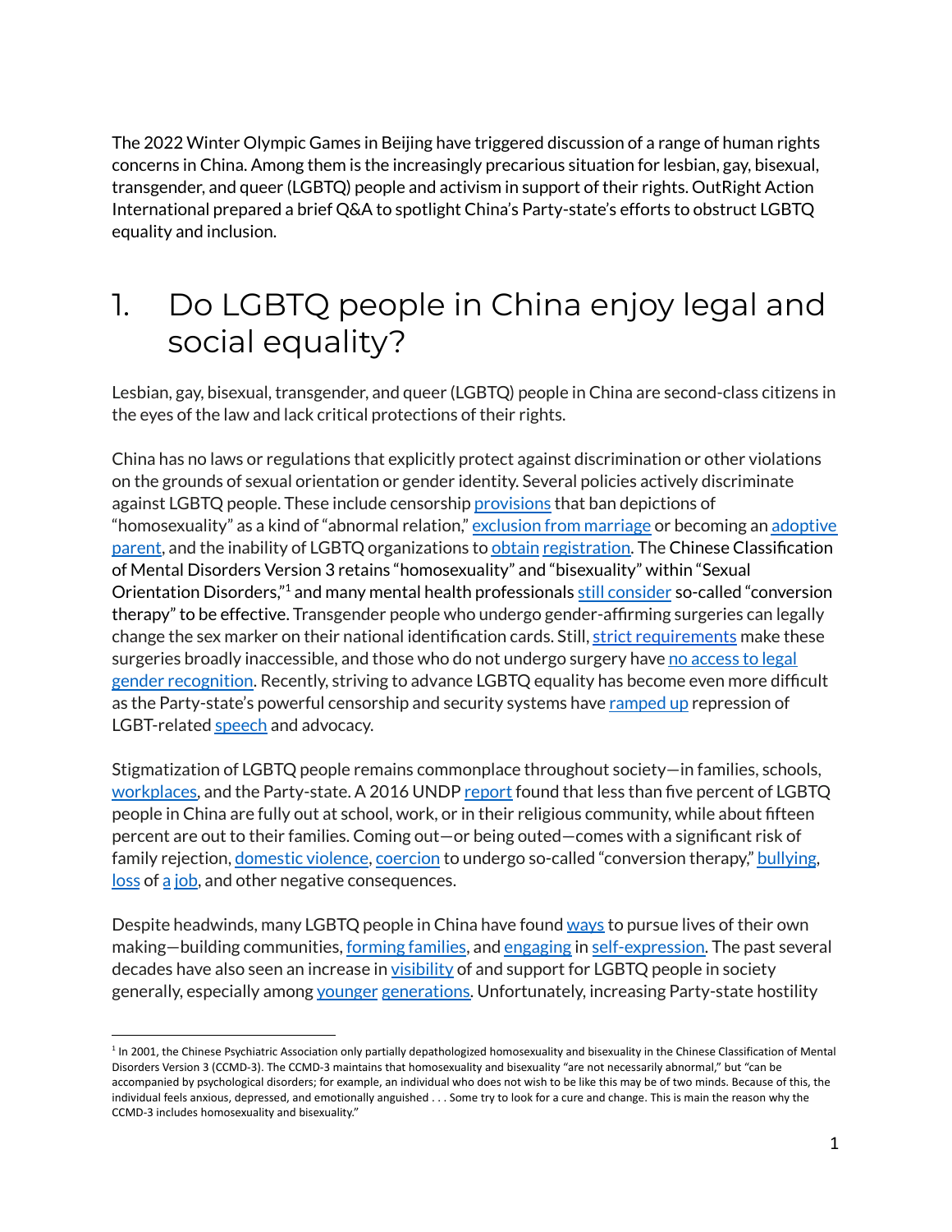The 2022 Winter Olympic Games in Beijing have triggered discussion of a range of human rights concerns in China. Among them is the increasingly precarious situation for lesbian, gay, bisexual, transgender, and queer (LGBTQ) people and activism in support of their rights. OutRight Action International prepared a brief Q&A to spotlight China's Party-state's efforts to obstruct LGBTQ equality and inclusion.

# 1. Do LGBTQ people in China enjoy legal and social equality?

Lesbian, gay, bisexual, transgender, and queer (LGBTQ) people in China are second-class citizens in the eyes of the law and lack critical protections of their rights.

China has no laws or regulations that explicitly protect against discrimination or other violations on the grounds of sexual orientation or gender identity. Several policies actively discriminate against LGBTQ people. These include censorship provisions that ban depictions of "homosexuality" as a kind of "abnormal relation," exclusion from marriage or becoming an adoptive parent, and the inability of LGBTQ organizations to obtain registration. The Chinese Classification of Mental Disorders Version 3 retains "homosexuality" and "bisexuality" within "Sexual Orientation Disorders,"[1] and many mental health professionals still consider so-called "conversion therapy" to be effective. Transgender people who undergo gender-affirming surgeries can legally change the sex marker on their national identification cards. Still, strict requirements make these surgeries broadly inaccessible, and those who do not undergo surgery have no access to legal gender recognition. Recently, striving to advance LGBTQ equality has become even more difficult as the Party-state's powerful censorship and security systems have ramped up repression of LGBT-related speech and advocacy.

Stigmatization of LGBTQ people remains commonplace throughout society—in families, schools, workplaces, and the Party-state. A 2016 UNDP report found that less than five percent of LGBTQ people in China are fully out at school, work, or in their religious community, while about fifteen percent are out to their families. Coming out—or being outed—comes with a significant risk of family rejection, domestic violence, coercion to undergo so-called "conversion therapy," bullying, loss of a job, and other negative consequences.

Despite headwinds, many LGBTQ people in China have found ways to pursue lives of their own making—building communities, forming families, and engaging in self-expression. The past several decades have also seen an increase in visibility of and support for LGBTQ people in society generally, especially among younger generations. Unfortunately, increasing Party-state hostility

[1] In 2001, the Chinese Psychiatric Association only partially depathologized homosexuality and bisexuality in the Chinese Classification of Mental Disorders Version 3 (CCMD-3). The CCMD-3 maintains that homosexuality and bisexuality "are not necessarily abnormal," but "can be accompanied by psychological disorders; for example, an individual who does not wish to be like this may be of two minds. Because of this, the individual feels anxious, depressed, and emotionally anguished . . . Some try to look for a cure and change. This is main the reason why the CCMD-3 includes homosexuality and bisexuality."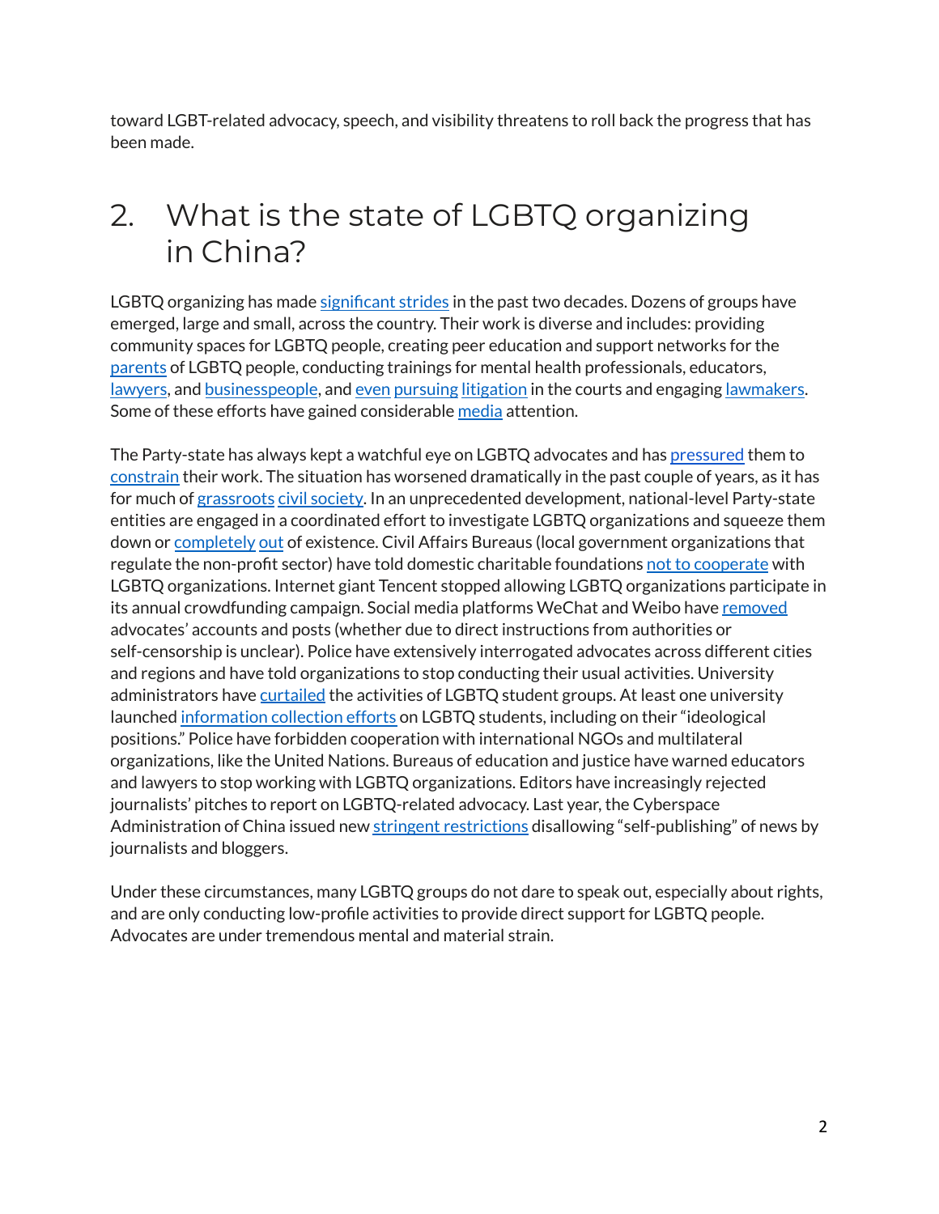toward LGBT-related advocacy, speech, and visibility threatens to roll back the progress that has been made.

## 2. What is the state of LGBTQ organizing in China?

LGBTQ organizing has made significant strides in the past two decades. Dozens of groups have emerged, large and small, across the country. Their work is diverse and includes: providing community spaces for LGBTQ people, creating peer education and support networks for the parents of LGBTQ people, conducting trainings for mental health professionals, educators, lawyers, and businesspeople, and even pursuing litigation in the courts and engaging lawmakers. Some of these efforts have gained considerable media attention.

The Party-state has always kept a watchful eye on LGBTQ advocates and has pressured them to constrain their work. The situation has worsened dramatically in the past couple of years, as it has for much of grassroots civil society. In an unprecedented development, national-level Party-state entities are engaged in a coordinated effort to investigate LGBTQ organizations and squeeze them down or completely out of existence. Civil Affairs Bureaus (local government organizations that regulate the non-profit sector) have told domestic charitable foundations not to cooperate with LGBTQ organizations. Internet giant Tencent stopped allowing LGBTQ organizations participate in its annual crowdfunding campaign. Social media platforms WeChat and Weibo have removed advocates' accounts and posts (whether due to direct instructions from authorities or self-censorship is unclear). Police have extensively interrogated advocates across different cities and regions and have told organizations to stop conducting their usual activities. University administrators have curtailed the activities of LGBTQ student groups. At least one university launched information collection efforts on LGBTQ students, including on their "ideological positions." Police have forbidden cooperation with international NGOs and multilateral organizations, like the United Nations. Bureaus of education and justice have warned educators and lawyers to stop working with LGBTQ organizations. Editors have increasingly rejected journalists' pitches to report on LGBTQ-related advocacy. Last year, the Cyberspace Administration of China issued new stringent restrictions disallowing "self-publishing" of news by journalists and bloggers.

Under these circumstances, many LGBTQ groups do not dare to speak out, especially about rights, and are only conducting low-profile activities to provide direct support for LGBTQ people. Advocates are under tremendous mental and material strain.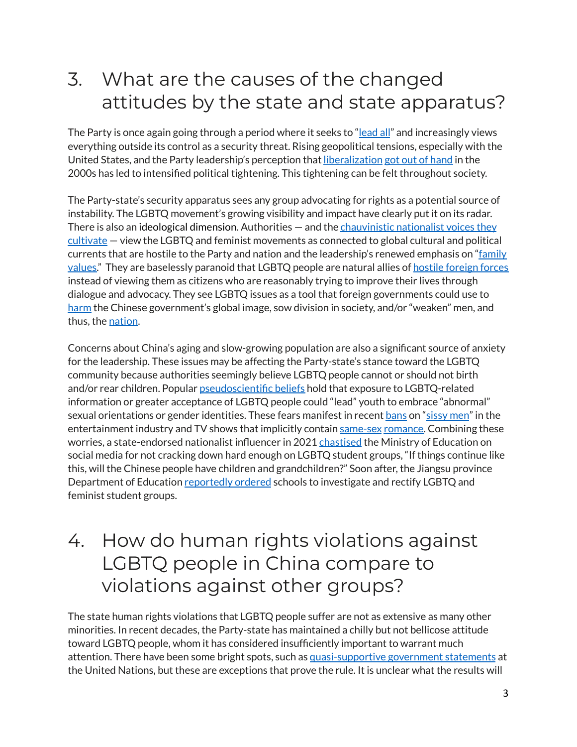## 3. What are the causes of the changed attitudes by the state and state apparatus?

The Party is once again going through a period where it seeks to "lead all" and increasingly views everything outside its control as a security threat. Rising geopolitical tensions, especially with the United States, and the Party leadership's perception that liberalization got out of hand in the 2000s has led to intensified political tightening. This tightening can be felt throughout society.

The Party-state's security apparatus sees any group advocating for rights as a potential source of instability. The LGBTQ movement's growing visibility and impact have clearly put it on its radar. There is also an ideological dimension. Authorities — and the chauvinistic nationalist voices they cultivate — view the LGBTQ and feminist movements as connected to global cultural and political currents that are hostile to the Party and nation and the leadership's renewed emphasis on "family values." They are baselessly paranoid that LGBTQ people are natural allies of hostile foreign forces instead of viewing them as citizens who are reasonably trying to improve their lives through dialogue and advocacy. They see LGBTQ issues as a tool that foreign governments could use to harm the Chinese government's global image, sow division in society, and/or "weaken" men, and thus, the nation.

Concerns about China's aging and slow-growing population are also a significant source of anxiety for the leadership. These issues may be affecting the Party-state's stance toward the LGBTQ community because authorities seemingly believe LGBTQ people cannot or should not birth and/or rear children. Popular pseudoscientific beliefs hold that exposure to LGBTQ-related information or greater acceptance of LGBTQ people could "lead" youth to embrace "abnormal" sexual orientations or gender identities. These fears manifest in recent bans on "sissy men" in the entertainment industry and TV shows that implicitly contain same-sex romance. Combining these worries, a state-endorsed nationalist influencer in 2021 chastised the Ministry of Education on social media for not cracking down hard enough on LGBTQ student groups, "If things continue like this, will the Chinese people have children and grandchildren?" Soon after, the Jiangsu province Department of Education reportedly ordered schools to investigate and rectify LGBTQ and feminist student groups.

## 4. How do human rights violations against LGBTQ people in China compare to violations against other groups?

The state human rights violations that LGBTQ people suffer are not as extensive as many other minorities. In recent decades, the Party-state has maintained a chilly but not bellicose attitude toward LGBTQ people, whom it has considered insufficiently important to warrant much attention. There have been some bright spots, such as quasi-supportive government statements at the United Nations, but these are exceptions that prove the rule. It is unclear what the results will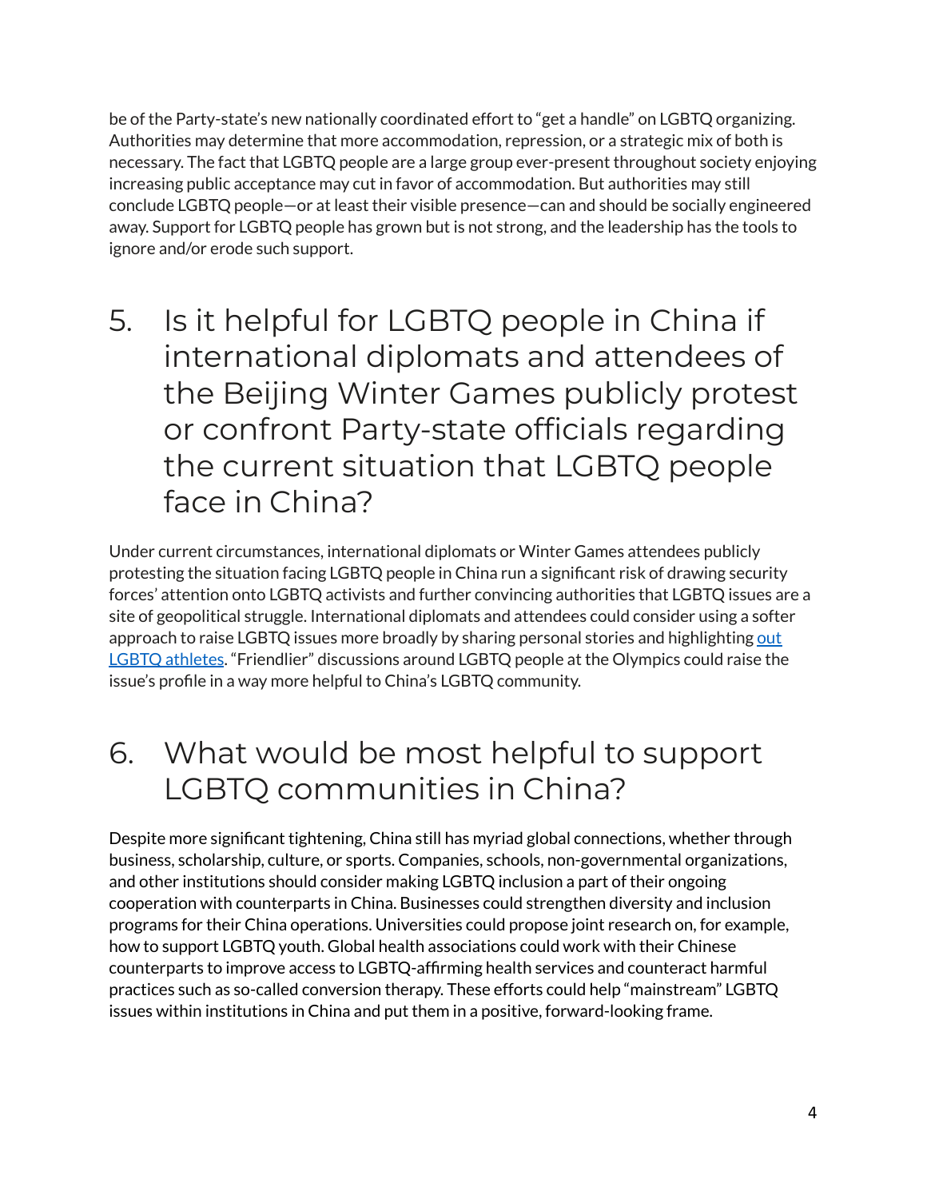be of the Party-state's new nationally coordinated effort to "get a handle" on LGBTQ organizing. Authorities may determine that more accommodation, repression, or a strategic mix of both is necessary. The fact that LGBTQ people are a large group ever-present throughout society enjoying increasing public acceptance may cut in favor of accommodation. But authorities may still conclude LGBTQ people—or at least their visible presence—can and should be socially engineered away. Support for LGBTQ people has grown but is not strong, and the leadership has the tools to ignore and/or erode such support.

## 5. Is it helpful for LGBTQ people in China if international diplomats and attendees of the Beijing Winter Games publicly protest or confront Party-state officials regarding the current situation that LGBTQ people face in China?

Under current circumstances, international diplomats or Winter Games attendees publicly protesting the situation facing LGBTQ people in China run a significant risk of drawing security forces' attention onto LGBTQ activists and further convincing authorities that LGBTQ issues are a site of geopolitical struggle. International diplomats and attendees could consider using a softer approach to raise LGBTQ issues more broadly by sharing personal stories and highlighting out LGBTQ athletes. "Friendlier" discussions around LGBTQ people at the Olympics could raise the issue's profile in a way more helpful to China's LGBTQ community.

## 6. What would be most helpful to support LGBTQ communities in China?

Despite more significant tightening, China still has myriad global connections, whether through business, scholarship, culture, or sports. Companies, schools, non-governmental organizations, and other institutions should consider making LGBTQ inclusion a part of their ongoing cooperation with counterparts in China. Businesses could strengthen diversity and inclusion programs for their China operations. Universities could propose joint research on, for example, how to support LGBTQ youth. Global health associations could work with their Chinese counterparts to improve access to LGBTQ-affirming health services and counteract harmful practices such as so-called conversion therapy. These efforts could help "mainstream" LGBTQ issues within institutions in China and put them in a positive, forward-looking frame.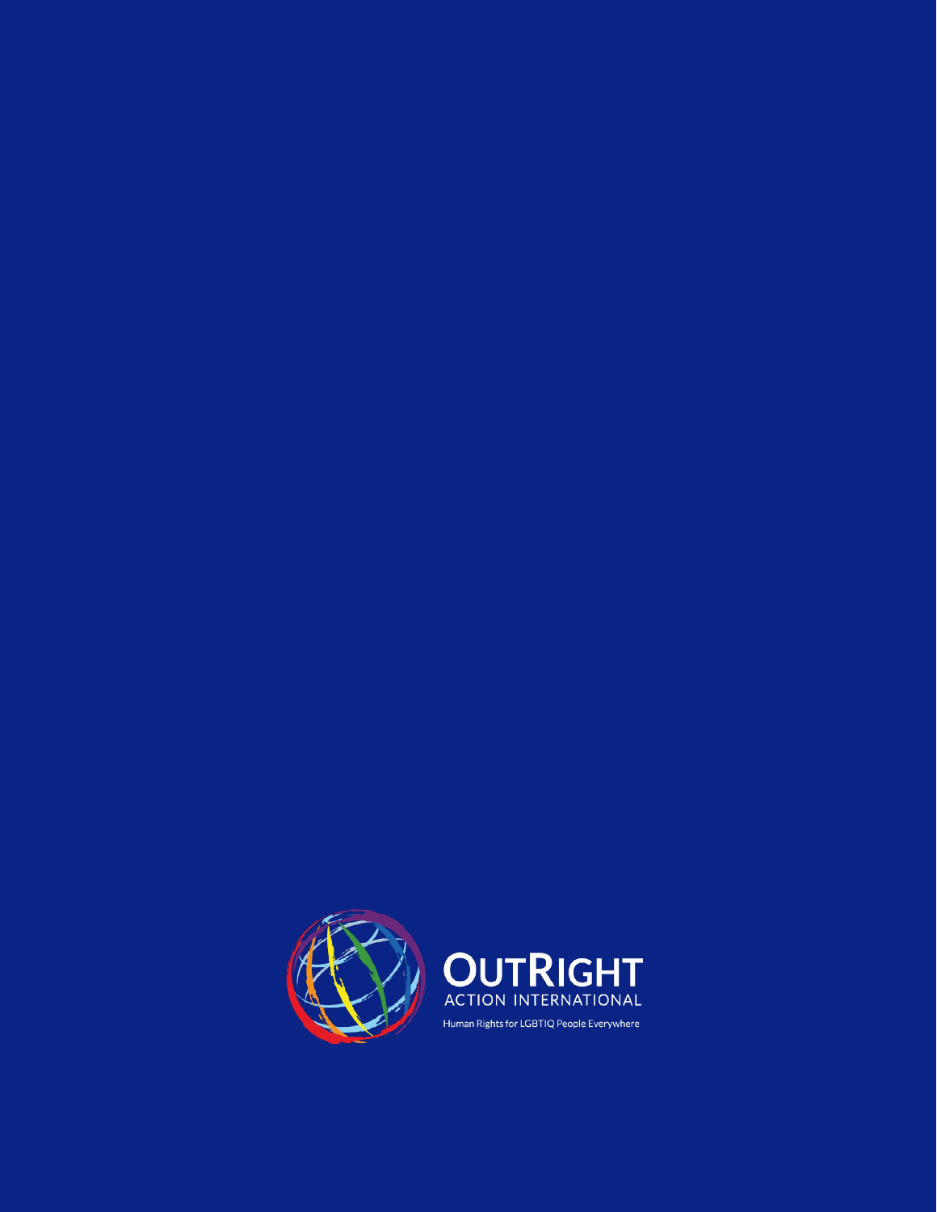OUTRIGHT
ACTION INTERNATIONAL

Human Rights for LGBTIQ People Everywhere